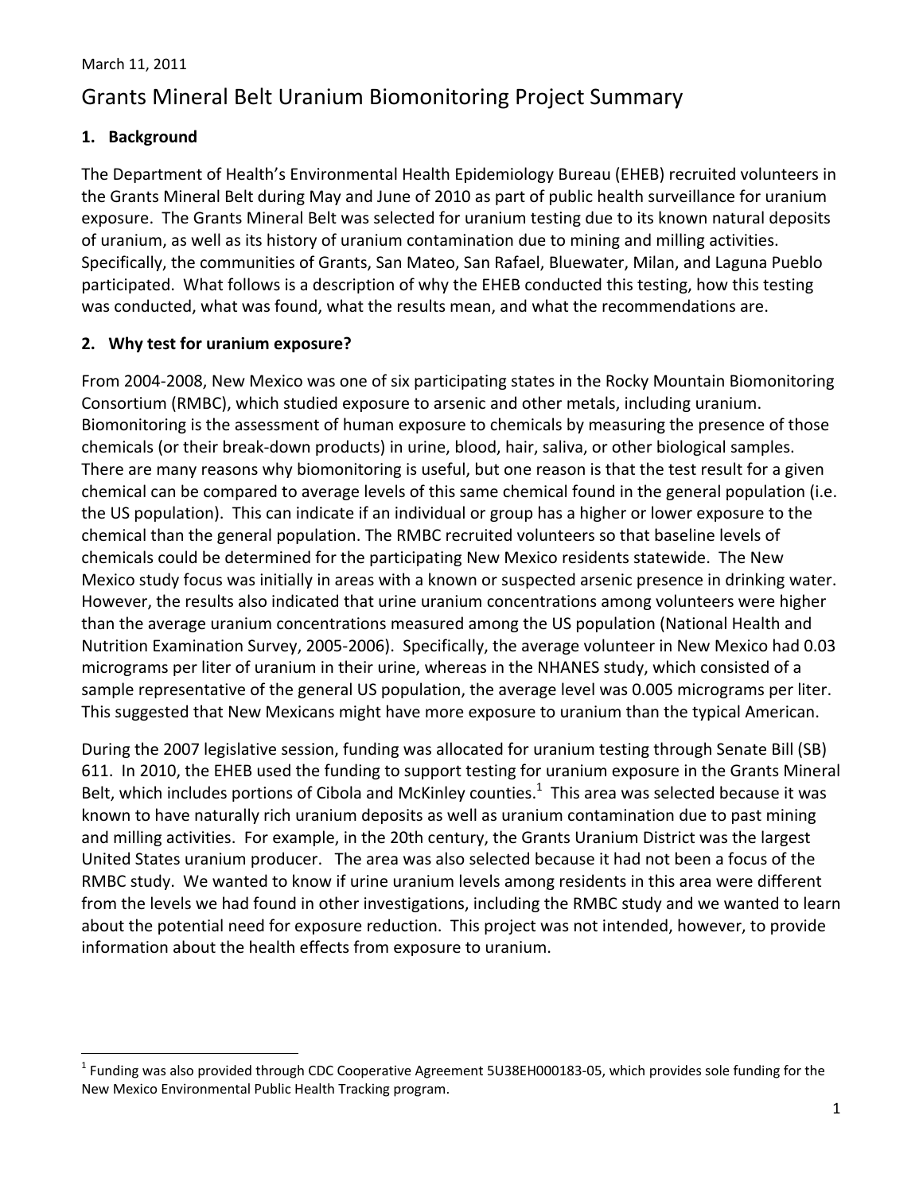March 11, 2011

# Grants Mineral Belt Uranium Biomonitoring Project Summary

## 1. Background

The Department of Health's Environmental Health Epidemiology Bureau (EHEB) recruited volunteers in the Grants Mineral Belt during May and June of 2010 as part of public health surveillance for uranium exposure. The Grants Mineral Belt was selected for uranium testing due to its known natural deposits of uranium, as well as its history of uranium contamination due to mining and milling activities. Specifically, the communities of Grants, San Mateo, San Rafael, Bluewater, Milan, and Laguna Pueblo participated. What follows is a description of why the EHEB conducted this testing, how this testing was conducted, what was found, what the results mean, and what the recommendations are.

## 2. Why test for uranium exposure?

From 2004-2008, New Mexico was one of six participating states in the Rocky Mountain Biomonitoring Consortium (RMBC), which studied exposure to arsenic and other metals, including uranium. Biomonitoring is the assessment of human exposure to chemicals by measuring the presence of those chemicals (or their break-down products) in urine, blood, hair, saliva, or other biological samples. There are many reasons why biomonitoring is useful, but one reason is that the test result for a given chemical can be compared to average levels of this same chemical found in the general population (i.e. the US population). This can indicate if an individual or group has a higher or lower exposure to the chemical than the general population. The RMBC recruited volunteers so that baseline levels of chemicals could be determined for the participating New Mexico residents statewide. The New Mexico study focus was initially in areas with a known or suspected arsenic presence in drinking water. However, the results also indicated that urine uranium concentrations among volunteers were higher than the average uranium concentrations measured among the US population (National Health and Nutrition Examination Survey, 2005-2006). Specifically, the average volunteer in New Mexico had 0.03 micrograms per liter of uranium in their urine, whereas in the NHANES study, which consisted of a sample representative of the general US population, the average level was 0.005 micrograms per liter. This suggested that New Mexicans might have more exposure to uranium than the typical American.

During the 2007 legislative session, funding was allocated for uranium testing through Senate Bill (SB) 611. In 2010, the EHEB used the funding to support testing for uranium exposure in the Grants Mineral Belt, which includes portions of Cibola and McKinley counties.[1] This area was selected because it was known to have naturally rich uranium deposits as well as uranium contamination due to past mining and milling activities. For example, in the 20th century, the Grants Uranium District was the largest United States uranium producer. The area was also selected because it had not been a focus of the RMBC study. We wanted to know if urine uranium levels among residents in this area were different from the levels we had found in other investigations, including the RMBC study and we wanted to learn about the potential need for exposure reduction. This project was not intended, however, to provide information about the health effects from exposure to uranium.

[1] Funding was also provided through CDC Cooperative Agreement 5U38EH000183-05, which provides sole funding for the New Mexico Environmental Public Health Tracking program.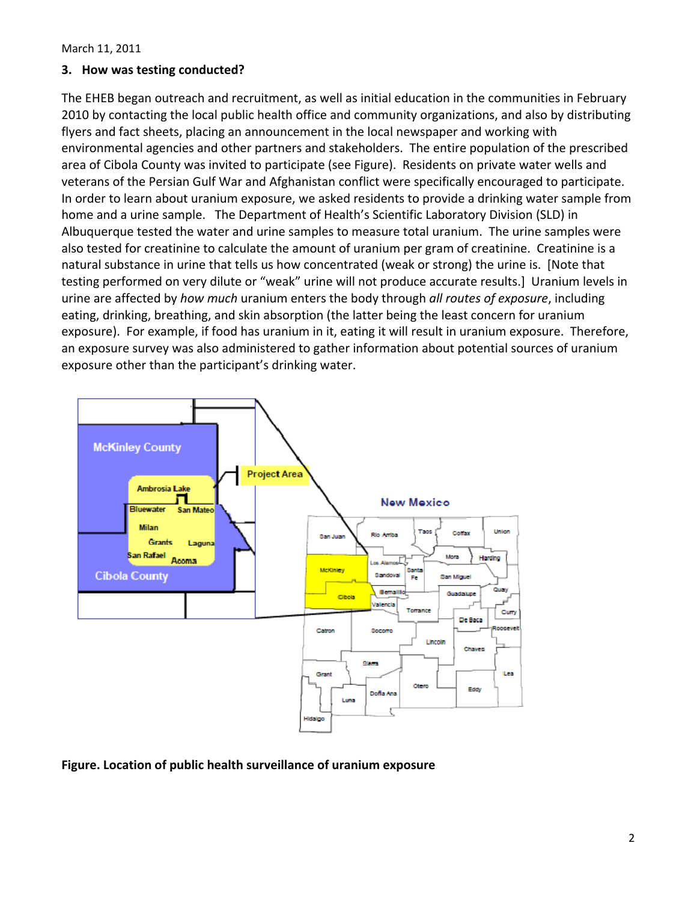March 11, 2011

### 3. How was testing conducted?

The EHEB began outreach and recruitment, as well as initial education in the communities in February 2010 by contacting the local public health office and community organizations, and also by distributing flyers and fact sheets, placing an announcement in the local newspaper and working with environmental agencies and other partners and stakeholders. The entire population of the prescribed area of Cibola County was invited to participate (see Figure). Residents on private water wells and veterans of the Persian Gulf War and Afghanistan conflict were specifically encouraged to participate. In order to learn about uranium exposure, we asked residents to provide a drinking water sample from home and a urine sample. The Department of Health's Scientific Laboratory Division (SLD) in Albuquerque tested the water and urine samples to measure total uranium. The urine samples were also tested for creatinine to calculate the amount of uranium per gram of creatinine. Creatinine is a natural substance in urine that tells us how concentrated (weak or strong) the urine is. [Note that testing performed on very dilute or "weak" urine will not produce accurate results.] Uranium levels in urine are affected by *how much* uranium enters the body through *all routes of exposure*, including eating, drinking, breathing, and skin absorption (the latter being the least concern for uranium exposure). For example, if food has uranium in it, eating it will result in uranium exposure. Therefore, an exposure survey was also administered to gather information about potential sources of uranium exposure other than the participant's drinking water.

**Figure. Location of public health surveillance of uranium exposure**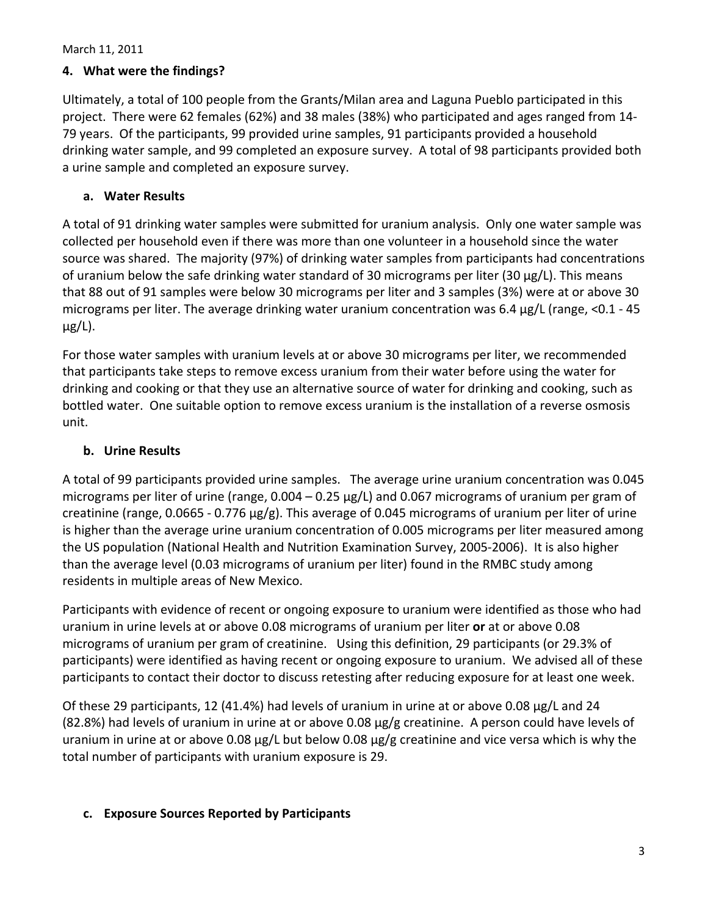March 11, 2011

## 4. What were the findings?

Ultimately, a total of 100 people from the Grants/Milan area and Laguna Pueblo participated in this project. There were 62 females (62%) and 38 males (38%) who participated and ages ranged from 14-79 years. Of the participants, 99 provided urine samples, 91 participants provided a household drinking water sample, and 99 completed an exposure survey. A total of 98 participants provided both a urine sample and completed an exposure survey.

### a. Water Results

A total of 91 drinking water samples were submitted for uranium analysis. Only one water sample was collected per household even if there was more than one volunteer in a household since the water source was shared. The majority (97%) of drinking water samples from participants had concentrations of uranium below the safe drinking water standard of 30 micrograms per liter (30 µg/L). This means that 88 out of 91 samples were below 30 micrograms per liter and 3 samples (3%) were at or above 30 micrograms per liter. The average drinking water uranium concentration was 6.4 µg/L (range, <0.1 - 45 µg/L).

For those water samples with uranium levels at or above 30 micrograms per liter, we recommended that participants take steps to remove excess uranium from their water before using the water for drinking and cooking or that they use an alternative source of water for drinking and cooking, such as bottled water. One suitable option to remove excess uranium is the installation of a reverse osmosis unit.

### b. Urine Results

A total of 99 participants provided urine samples. The average urine uranium concentration was 0.045 micrograms per liter of urine (range, 0.004 – 0.25 µg/L) and 0.067 micrograms of uranium per gram of creatinine (range, 0.0665 - 0.776 µg/g). This average of 0.045 micrograms of uranium per liter of urine is higher than the average urine uranium concentration of 0.005 micrograms per liter measured among the US population (National Health and Nutrition Examination Survey, 2005-2006). It is also higher than the average level (0.03 micrograms of uranium per liter) found in the RMBC study among residents in multiple areas of New Mexico.

Participants with evidence of recent or ongoing exposure to uranium were identified as those who had uranium in urine levels at or above 0.08 micrograms of uranium per liter **or** at or above 0.08 micrograms of uranium per gram of creatinine. Using this definition, 29 participants (or 29.3% of participants) were identified as having recent or ongoing exposure to uranium. We advised all of these participants to contact their doctor to discuss retesting after reducing exposure for at least one week.

Of these 29 participants, 12 (41.4%) had levels of uranium in urine at or above 0.08 µg/L and 24 (82.8%) had levels of uranium in urine at or above 0.08 µg/g creatinine. A person could have levels of uranium in urine at or above 0.08 µg/L but below 0.08 µg/g creatinine and vice versa which is why the total number of participants with uranium exposure is 29.

### c. Exposure Sources Reported by Participants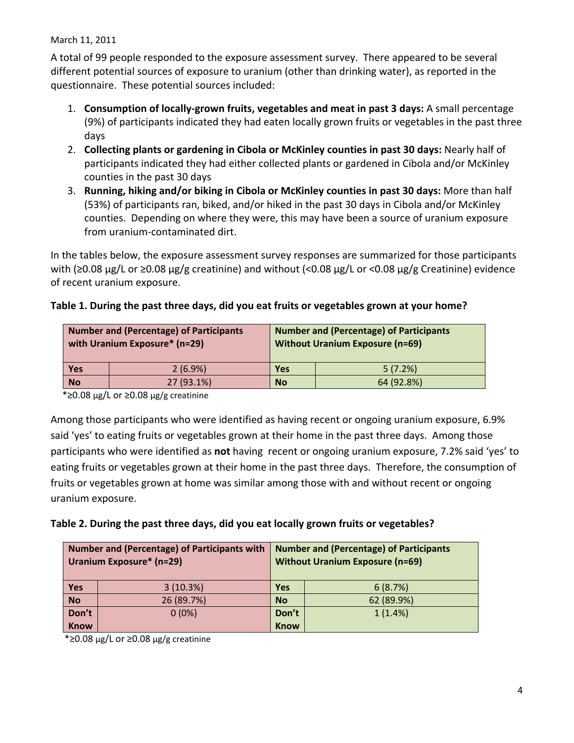March 11, 2011

A total of 99 people responded to the exposure assessment survey. There appeared to be several different potential sources of exposure to uranium (other than drinking water), as reported in the questionnaire. These potential sources included:

1. **Consumption of locally-grown fruits, vegetables and meat in past 3 days:** A small percentage (9%) of participants indicated they had eaten locally grown fruits or vegetables in the past three days
2. **Collecting plants or gardening in Cibola or McKinley counties in past 30 days:** Nearly half of participants indicated they had either collected plants or gardened in Cibola and/or McKinley counties in the past 30 days
3. **Running, hiking and/or biking in Cibola or McKinley counties in past 30 days:** More than half (53%) of participants ran, biked, and/or hiked in the past 30 days in Cibola and/or McKinley counties. Depending on where they were, this may have been a source of uranium exposure from uranium-contaminated dirt.

In the tables below, the exposure assessment survey responses are summarized for those participants with (≥0.08 µg/L or ≥0.08 µg/g creatinine) and without (<0.08 µg/L or <0.08 µg/g Creatinine) evidence of recent uranium exposure.

**Table 1. During the past three days, did you eat fruits or vegetables grown at your home?**

| Number and (Percentage) of Participants with Uranium Exposure* (n=29) | | Number and (Percentage) of Participants Without Uranium Exposure (n=69) | |
|---|---|---|---|
| **Yes** | 2 (6.9%) | **Yes** | 5 (7.2%) |
| **No** | 27 (93.1%) | **No** | 64 (92.8%) |

*≥0.08 µg/L or ≥0.08 µg/g creatinine

Among those participants who were identified as having recent or ongoing uranium exposure, 6.9% said 'yes' to eating fruits or vegetables grown at their home in the past three days. Among those participants who were identified as **not** having recent or ongoing uranium exposure, 7.2% said 'yes' to eating fruits or vegetables grown at their home in the past three days. Therefore, the consumption of fruits or vegetables grown at home was similar among those with and without recent or ongoing uranium exposure.

**Table 2. During the past three days, did you eat locally grown fruits or vegetables?**

| Number and (Percentage) of Participants with Uranium Exposure* (n=29) | | Number and (Percentage) of Participants Without Uranium Exposure (n=69) | |
|---|---|---|---|
| **Yes** | 3 (10.3%) | **Yes** | 6 (8.7%) |
| **No** | 26 (89.7%) | **No** | 62 (89.9%) |
| **Don't Know** | 0 (0%) | **Don't Know** | 1 (1.4%) |

*≥0.08 µg/L or ≥0.08 µg/g creatinine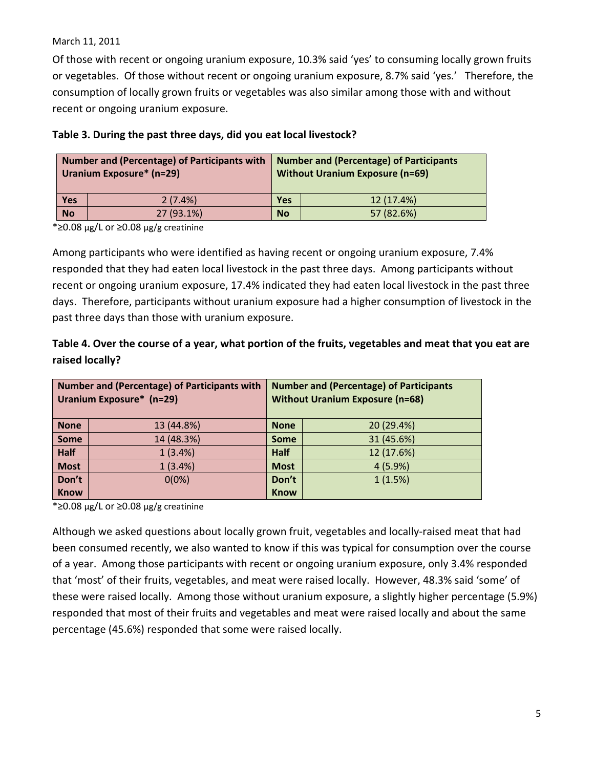March 11, 2011

Of those with recent or ongoing uranium exposure, 10.3% said 'yes' to consuming locally grown fruits or vegetables. Of those without recent or ongoing uranium exposure, 8.7% said 'yes.' Therefore, the consumption of locally grown fruits or vegetables was also similar among those with and without recent or ongoing uranium exposure.

**Table 3. During the past three days, did you eat local livestock?**

| Number and (Percentage) of Participants with Uranium Exposure* (n=29) | | Number and (Percentage) of Participants Without Uranium Exposure (n=69) | |
|---|---|---|---|
| **Yes** | 2 (7.4%) | **Yes** | 12 (17.4%) |
| **No** | 27 (93.1%) | **No** | 57 (82.6%) |

*≥0.08 μg/L or ≥0.08 μg/g creatinine

Among participants who were identified as having recent or ongoing uranium exposure, 7.4% responded that they had eaten local livestock in the past three days. Among participants without recent or ongoing uranium exposure, 17.4% indicated they had eaten local livestock in the past three days. Therefore, participants without uranium exposure had a higher consumption of livestock in the past three days than those with uranium exposure.

**Table 4. Over the course of a year, what portion of the fruits, vegetables and meat that you eat are raised locally?**

| Number and (Percentage) of Participants with Uranium Exposure* (n=29) | | Number and (Percentage) of Participants Without Uranium Exposure (n=68) | |
|---|---|---|---|
| **None** | 13 (44.8%) | **None** | 20 (29.4%) |
| **Some** | 14 (48.3%) | **Some** | 31 (45.6%) |
| **Half** | 1 (3.4%) | **Half** | 12 (17.6%) |
| **Most** | 1 (3.4%) | **Most** | 4 (5.9%) |
| **Don't Know** | 0(0%) | **Don't Know** | 1 (1.5%) |

*≥0.08 μg/L or ≥0.08 μg/g creatinine

Although we asked questions about locally grown fruit, vegetables and locally-raised meat that had been consumed recently, we also wanted to know if this was typical for consumption over the course of a year. Among those participants with recent or ongoing uranium exposure, only 3.4% responded that 'most' of their fruits, vegetables, and meat were raised locally. However, 48.3% said 'some' of these were raised locally. Among those without uranium exposure, a slightly higher percentage (5.9%) responded that most of their fruits and vegetables and meat were raised locally and about the same percentage (45.6%) responded that some were raised locally.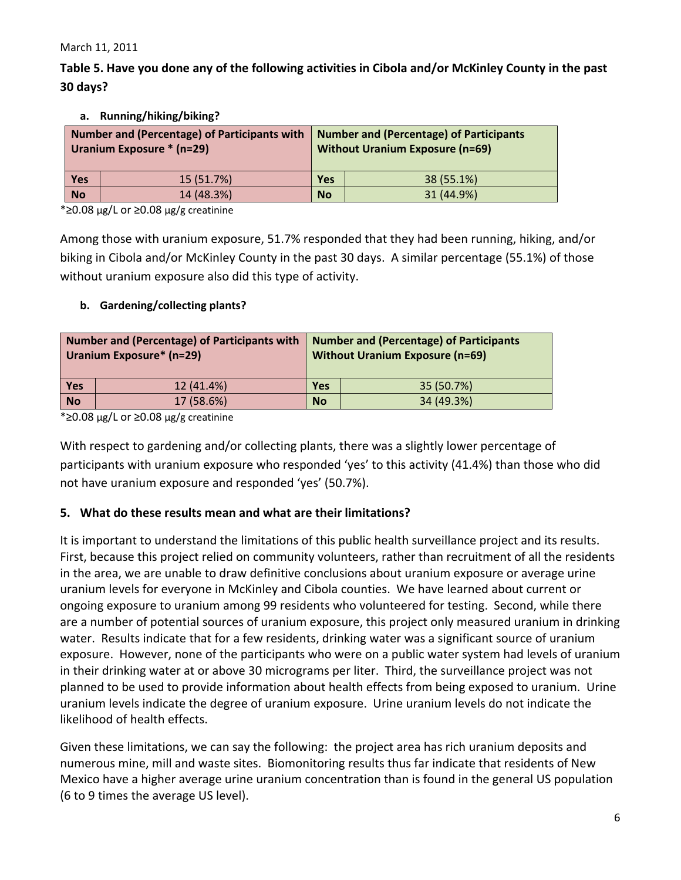March 11, 2011

**Table 5. Have you done any of the following activities in Cibola and/or McKinley County in the past 30 days?**

**a. Running/hiking/biking?**

| Number and (Percentage) of Participants with Uranium Exposure * (n=29) | | Number and (Percentage) of Participants Without Uranium Exposure (n=69) | |
|---|---|---|---|
| **Yes** | 15 (51.7%) | **Yes** | 38 (55.1%) |
| **No** | 14 (48.3%) | **No** | 31 (44.9%) |

*≥0.08 μg/L or ≥0.08 μg/g creatinine

Among those with uranium exposure, 51.7% responded that they had been running, hiking, and/or biking in Cibola and/or McKinley County in the past 30 days. A similar percentage (55.1%) of those without uranium exposure also did this type of activity.

**b. Gardening/collecting plants?**

| Number and (Percentage) of Participants with Uranium Exposure* (n=29) | | Number and (Percentage) of Participants Without Uranium Exposure (n=69) | |
|---|---|---|---|
| **Yes** | 12 (41.4%) | **Yes** | 35 (50.7%) |
| **No** | 17 (58.6%) | **No** | 34 (49.3%) |

*≥0.08 μg/L or ≥0.08 μg/g creatinine

With respect to gardening and/or collecting plants, there was a slightly lower percentage of participants with uranium exposure who responded 'yes' to this activity (41.4%) than those who did not have uranium exposure and responded 'yes' (50.7%).

## 5. What do these results mean and what are their limitations?

It is important to understand the limitations of this public health surveillance project and its results. First, because this project relied on community volunteers, rather than recruitment of all the residents in the area, we are unable to draw definitive conclusions about uranium exposure or average urine uranium levels for everyone in McKinley and Cibola counties. We have learned about current or ongoing exposure to uranium among 99 residents who volunteered for testing. Second, while there are a number of potential sources of uranium exposure, this project only measured uranium in drinking water. Results indicate that for a few residents, drinking water was a significant source of uranium exposure. However, none of the participants who were on a public water system had levels of uranium in their drinking water at or above 30 micrograms per liter. Third, the surveillance project was not planned to be used to provide information about health effects from being exposed to uranium. Urine uranium levels indicate the degree of uranium exposure. Urine uranium levels do not indicate the likelihood of health effects.

Given these limitations, we can say the following: the project area has rich uranium deposits and numerous mine, mill and waste sites. Biomonitoring results thus far indicate that residents of New Mexico have a higher average urine uranium concentration than is found in the general US population (6 to 9 times the average US level).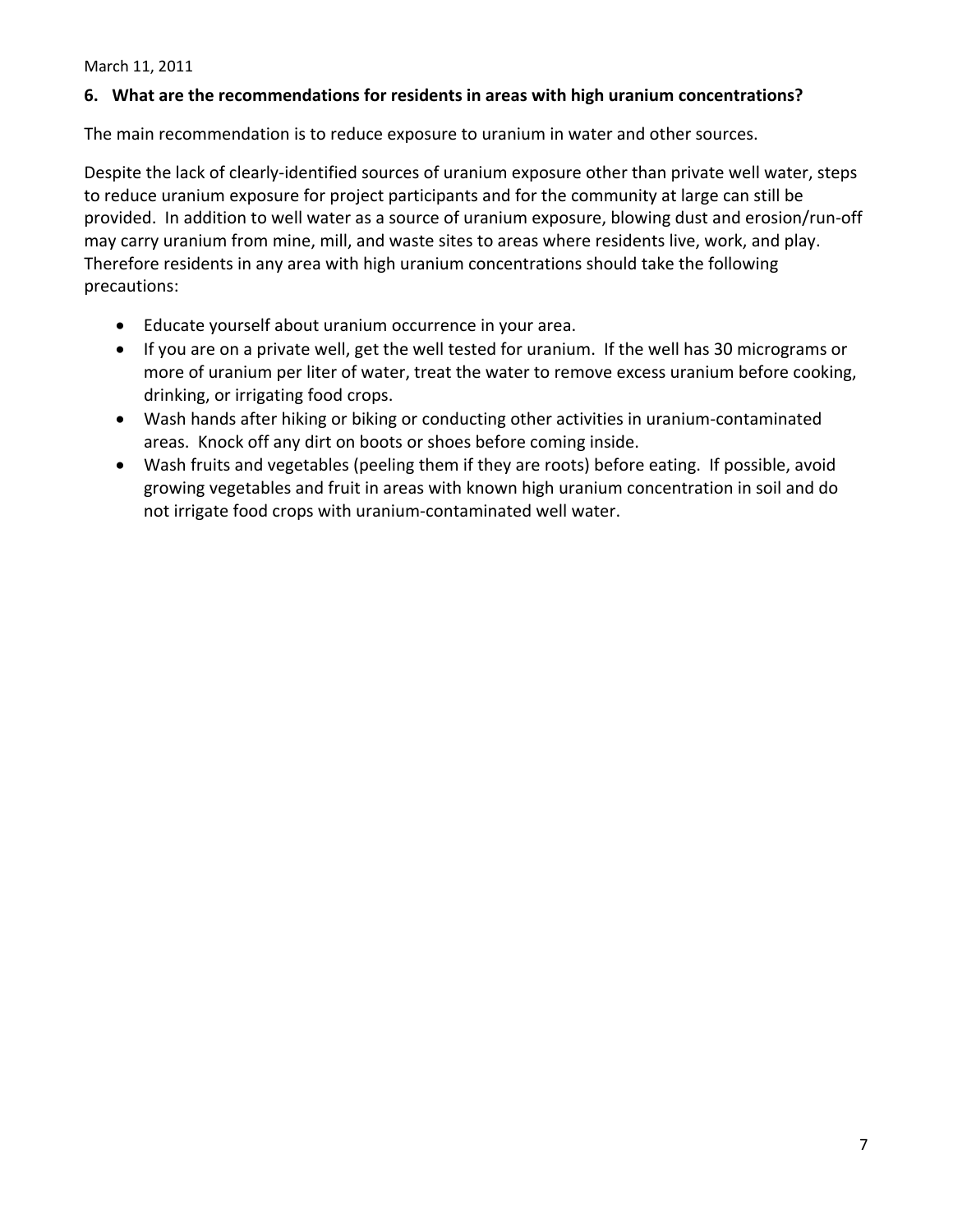### 6. What are the recommendations for residents in areas with high uranium concentrations?

The main recommendation is to reduce exposure to uranium in water and other sources.

Despite the lack of clearly-identified sources of uranium exposure other than private well water, steps to reduce uranium exposure for project participants and for the community at large can still be provided. In addition to well water as a source of uranium exposure, blowing dust and erosion/run-off may carry uranium from mine, mill, and waste sites to areas where residents live, work, and play. Therefore residents in any area with high uranium concentrations should take the following precautions:

- Educate yourself about uranium occurrence in your area.
- If you are on a private well, get the well tested for uranium. If the well has 30 micrograms or more of uranium per liter of water, treat the water to remove excess uranium before cooking, drinking, or irrigating food crops.
- Wash hands after hiking or biking or conducting other activities in uranium-contaminated areas. Knock off any dirt on boots or shoes before coming inside.
- Wash fruits and vegetables (peeling them if they are roots) before eating. If possible, avoid growing vegetables and fruit in areas with known high uranium concentration in soil and do not irrigate food crops with uranium-contaminated well water.